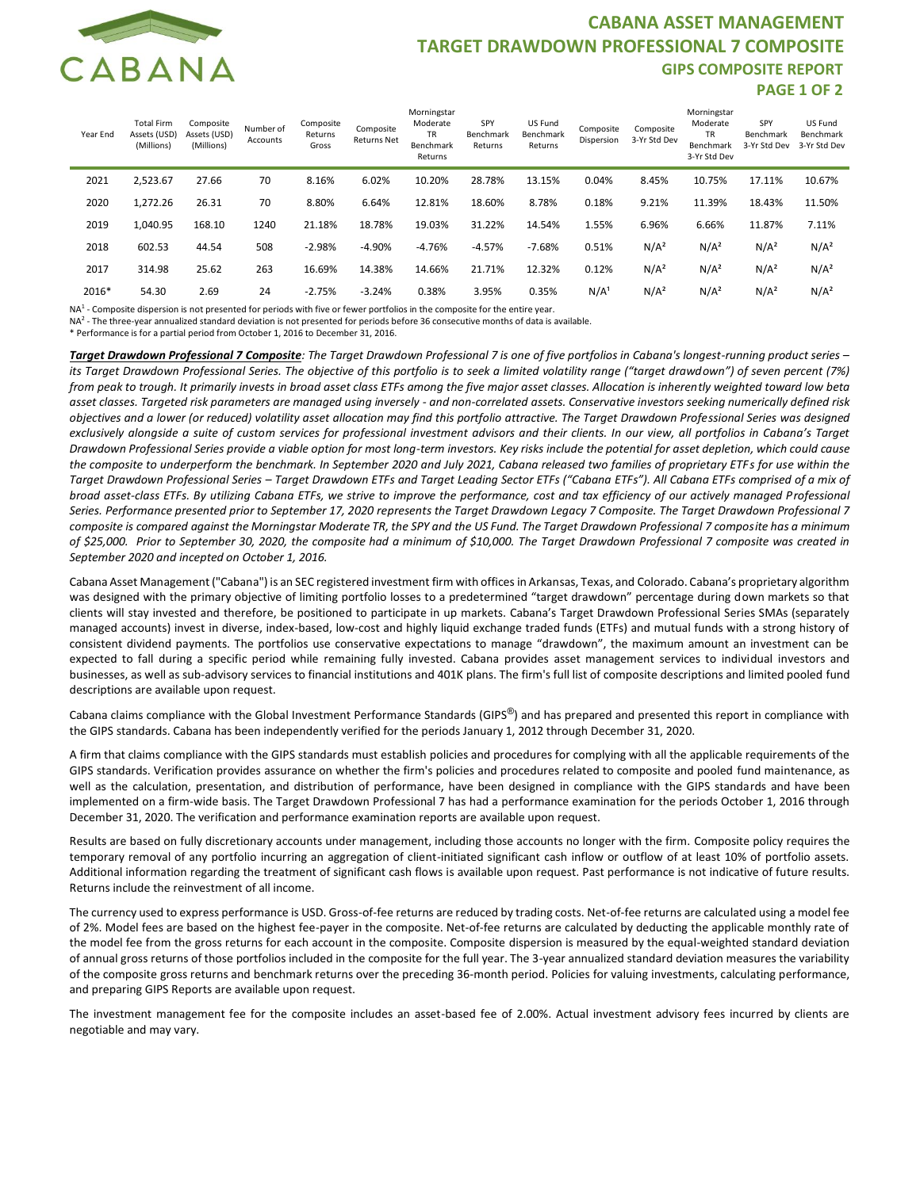# CABANA ASSET MANAGEMENT
## TARGET DRAWDOWN PROFESSIONAL 7 COMPOSITE
### GIPS COMPOSITE REPORT

| Year End | Total Firm Assets (USD) (Millions) | Composite Assets (USD) (Millions) | Number of Accounts | Composite Returns Gross | Composite Returns Net | Morningstar Moderate TR Benchmark Returns | SPY Benchmark Returns | US Fund Benchmark Returns | Composite Dispersion | Composite 3-Yr Std Dev | Morningstar Moderate TR Benchmark 3-Yr Std Dev | SPY Benchmark 3-Yr Std Dev | US Fund Benchmark 3-Yr Std Dev |
|---|---|---|---|---|---|---|---|---|---|---|---|---|---|
| 2021 | 2,523.67 | 27.66 | 70 | 8.16% | 6.02% | 10.20% | 28.78% | 13.15% | 0.04% | 8.45% | 10.75% | 17.11% | 10.67% |
| 2020 | 1,272.26 | 26.31 | 70 | 8.80% | 6.64% | 12.81% | 18.60% | 8.78% | 0.18% | 9.21% | 11.39% | 18.43% | 11.50% |
| 2019 | 1,040.95 | 168.10 | 1240 | 21.18% | 18.78% | 19.03% | 31.22% | 14.54% | 1.55% | 6.96% | 6.66% | 11.87% | 7.11% |
| 2018 | 602.53 | 44.54 | 508 | -2.98% | -4.90% | -4.76% | -4.57% | -7.68% | 0.51% | N/A[2] | N/A[2] | N/A[2] | N/A[2] |
| 2017 | 314.98 | 25.62 | 263 | 16.69% | 14.38% | 14.66% | 21.71% | 12.32% | 0.12% | N/A[2] | N/A[2] | N/A[2] | N/A[2] |
| 2016* | 54.30 | 2.69 | 24 | -2.75% | -3.24% | 0.38% | 3.95% | 0.35% | N/A[1] | N/A[2] | N/A[2] | N/A[2] | N/A[2] |

NA[1] - Composite dispersion is not presented for periods with five or fewer portfolios in the composite for the entire year.

NA[2] - The three-year annualized standard deviation is not presented for periods before 36 consecutive months of data is available.

* Performance is for a partial period from October 1, 2016 to December 31, 2016.

***Target Drawdown Professional 7 Composite****: The Target Drawdown Professional 7 is one of five portfolios in Cabana's longest-running product series – its Target Drawdown Professional Series. The objective of this portfolio is to seek a limited volatility range ("target drawdown") of seven percent (7%) from peak to trough. It primarily invests in broad asset class ETFs among the five major asset classes. Allocation is inherently weighted toward low beta asset classes. Targeted risk parameters are managed using inversely - and non-correlated assets. Conservative investors seeking numerically defined risk objectives and a lower (or reduced) volatility asset allocation may find this portfolio attractive. The Target Drawdown Professional Series was designed exclusively alongside a suite of custom services for professional investment advisors and their clients. In our view, all portfolios in Cabana's Target Drawdown Professional Series provide a viable option for most long-term investors. Key risks include the potential for asset depletion, which could cause the composite to underperform the benchmark. In September 2020 and July 2021, Cabana released two families of proprietary ETFs for use within the Target Drawdown Professional Series – Target Drawdown ETFs and Target Leading Sector ETFs ("Cabana ETFs"). All Cabana ETFs comprised of a mix of broad asset-class ETFs. By utilizing Cabana ETFs, we strive to improve the performance, cost and tax efficiency of our actively managed Professional Series. Performance presented prior to September 17, 2020 represents the Target Drawdown Legacy 7 Composite. The Target Drawdown Professional 7 composite is compared against the Morningstar Moderate TR, the SPY and the US Fund. The Target Drawdown Professional 7 composite has a minimum of $25,000. Prior to September 30, 2020, the composite had a minimum of $10,000. The Target Drawdown Professional 7 composite was created in September 2020 and incepted on October 1, 2016.*

Cabana Asset Management ("Cabana") is an SEC registered investment firm with offices in Arkansas, Texas, and Colorado. Cabana's proprietary algorithm was designed with the primary objective of limiting portfolio losses to a predetermined "target drawdown" percentage during down markets so that clients will stay invested and therefore, be positioned to participate in up markets. Cabana's Target Drawdown Professional Series SMAs (separately managed accounts) invest in diverse, index-based, low-cost and highly liquid exchange traded funds (ETFs) and mutual funds with a strong history of consistent dividend payments. The portfolios use conservative expectations to manage "drawdown", the maximum amount an investment can be expected to fall during a specific period while remaining fully invested. Cabana provides asset management services to individual investors and businesses, as well as sub-advisory services to financial institutions and 401K plans. The firm's full list of composite descriptions and limited pooled fund descriptions are available upon request.

Cabana claims compliance with the Global Investment Performance Standards (GIPS®) and has prepared and presented this report in compliance with the GIPS standards. Cabana has been independently verified for the periods January 1, 2012 through December 31, 2020.

A firm that claims compliance with the GIPS standards must establish policies and procedures for complying with all the applicable requirements of the GIPS standards. Verification provides assurance on whether the firm's policies and procedures related to composite and pooled fund maintenance, as well as the calculation, presentation, and distribution of performance, have been designed in compliance with the GIPS standards and have been implemented on a firm-wide basis. The Target Drawdown Professional 7 has had a performance examination for the periods October 1, 2016 through December 31, 2020. The verification and performance examination reports are available upon request.

Results are based on fully discretionary accounts under management, including those accounts no longer with the firm. Composite policy requires the temporary removal of any portfolio incurring an aggregation of client-initiated significant cash inflow or outflow of at least 10% of portfolio assets. Additional information regarding the treatment of significant cash flows is available upon request. Past performance is not indicative of future results. Returns include the reinvestment of all income.

The currency used to express performance is USD. Gross-of-fee returns are reduced by trading costs. Net-of-fee returns are calculated using a model fee of 2%. Model fees are based on the highest fee-payer in the composite. Net-of-fee returns are calculated by deducting the applicable monthly rate of the model fee from the gross returns for each account in the composite. Composite dispersion is measured by the equal-weighted standard deviation of annual gross returns of those portfolios included in the composite for the full year. The 3-year annualized standard deviation measures the variability of the composite gross returns and benchmark returns over the preceding 36-month period. Policies for valuing investments, calculating performance, and preparing GIPS Reports are available upon request.

The investment management fee for the composite includes an asset-based fee of 2.00%. Actual investment advisory fees incurred by clients are negotiable and may vary.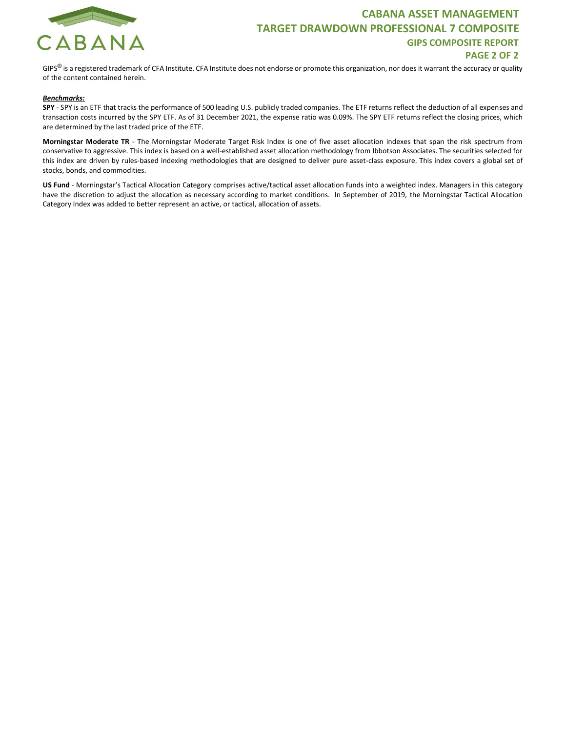GIPS® is a registered trademark of CFA Institute. CFA Institute does not endorse or promote this organization, nor does it warrant the accuracy or quality of the content contained herein.

***Benchmarks:***

**SPY** - SPY is an ETF that tracks the performance of 500 leading U.S. publicly traded companies. The ETF returns reflect the deduction of all expenses and transaction costs incurred by the SPY ETF. As of 31 December 2021, the expense ratio was 0.09%. The SPY ETF returns reflect the closing prices, which are determined by the last traded price of the ETF.

**Morningstar Moderate TR** - The Morningstar Moderate Target Risk Index is one of five asset allocation indexes that span the risk spectrum from conservative to aggressive. This index is based on a well-established asset allocation methodology from Ibbotson Associates. The securities selected for this index are driven by rules-based indexing methodologies that are designed to deliver pure asset-class exposure. This index covers a global set of stocks, bonds, and commodities.

**US Fund** - Morningstar's Tactical Allocation Category comprises active/tactical asset allocation funds into a weighted index. Managers in this category have the discretion to adjust the allocation as necessary according to market conditions. In September of 2019, the Morningstar Tactical Allocation Category Index was added to better represent an active, or tactical, allocation of assets.